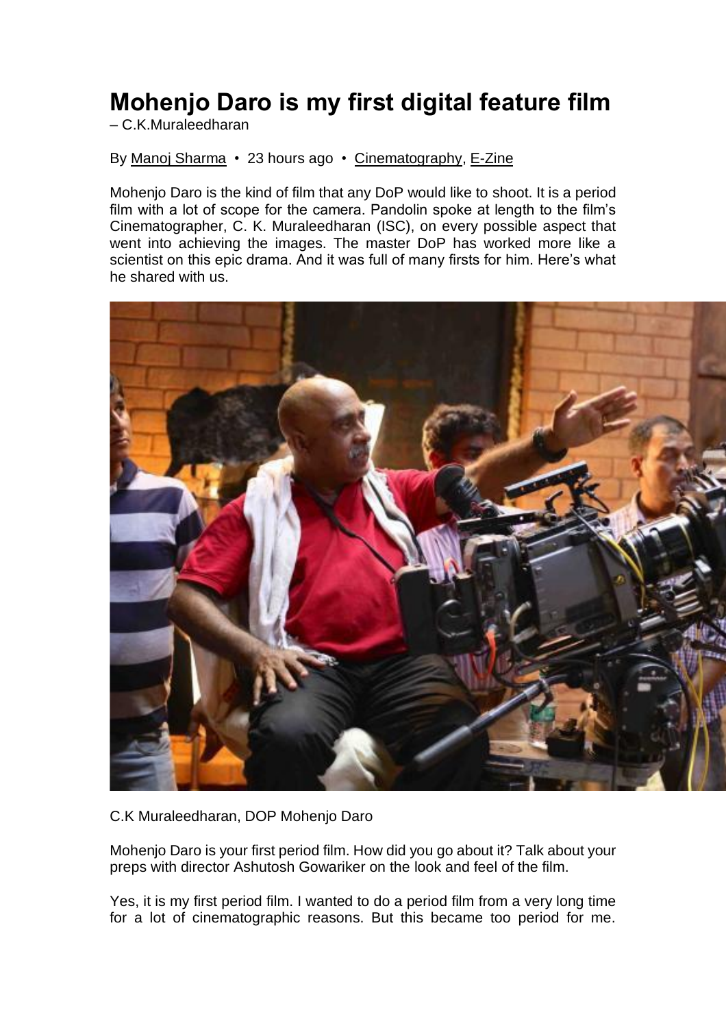# Mohenjo Daro is my first digital feature film

– C.K.Muraleedharan

By Manoj Sharma • 23 hours ago • Cinematography, E-Zine

Mohenjo Daro is the kind of film that any DoP would like to shoot. It is a period film with a lot of scope for the camera. Pandolin spoke at length to the film's Cinematographer, C. K. Muraleedharan (ISC), on every possible aspect that went into achieving the images. The master DoP has worked more like a scientist on this epic drama. And it was full of many firsts for him. Here's what he shared with us.

C.K Muraleedharan, DOP Mohenjo Daro

Mohenjo Daro is your first period film. How did you go about it? Talk about your preps with director Ashutosh Gowariker on the look and feel of the film.

Yes, it is my first period film. I wanted to do a period film from a very long time for a lot of cinematographic reasons. But this became too period for me.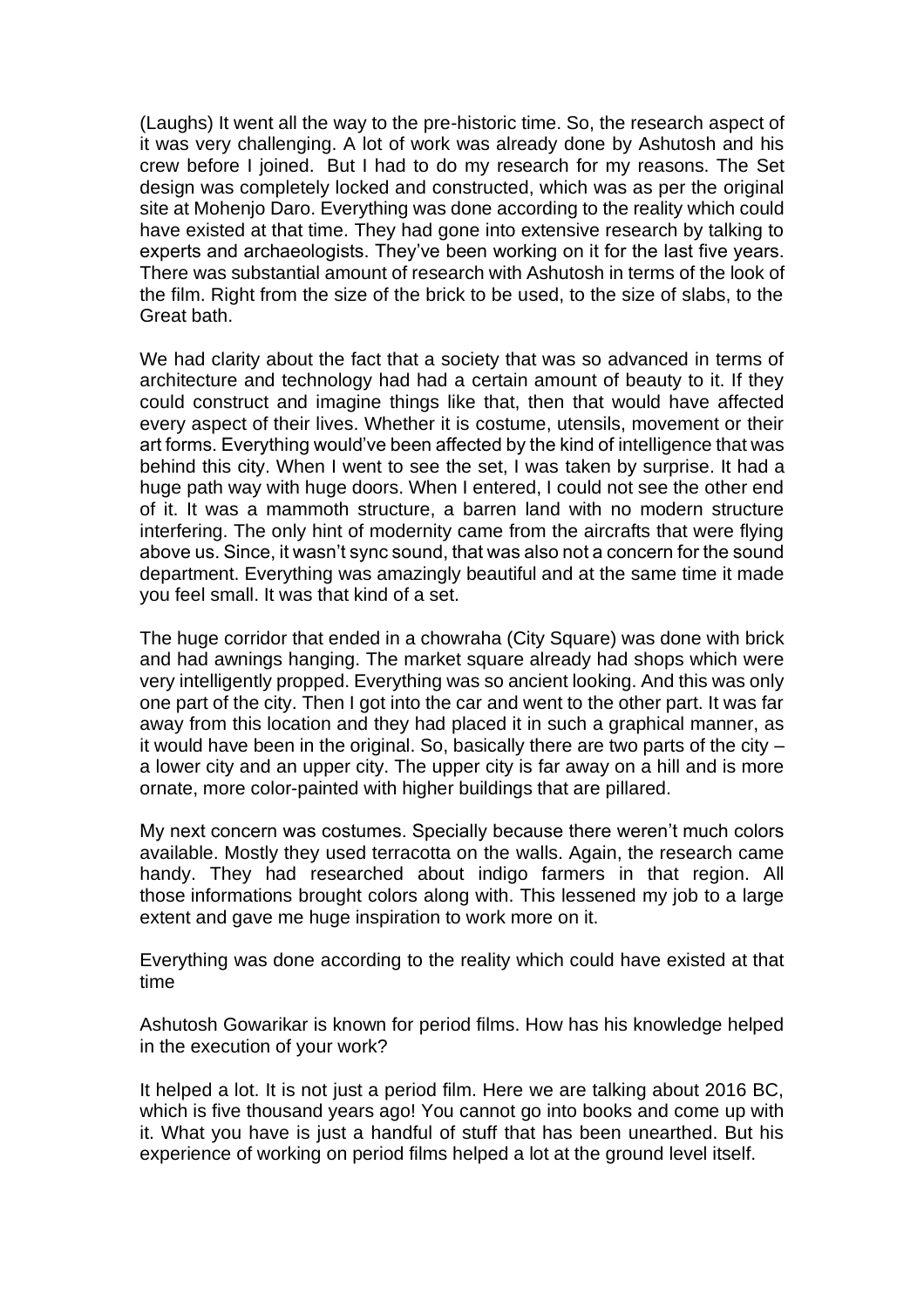(Laughs) It went all the way to the pre-historic time. So, the research aspect of it was very challenging. A lot of work was already done by Ashutosh and his crew before I joined. But I had to do my research for my reasons. The Set design was completely locked and constructed, which was as per the original site at Mohenjo Daro. Everything was done according to the reality which could have existed at that time. They had gone into extensive research by talking to experts and archaeologists. They've been working on it for the last five years. There was substantial amount of research with Ashutosh in terms of the look of the film. Right from the size of the brick to be used, to the size of slabs, to the Great bath.

We had clarity about the fact that a society that was so advanced in terms of architecture and technology had had a certain amount of beauty to it. If they could construct and imagine things like that, then that would have affected every aspect of their lives. Whether it is costume, utensils, movement or their art forms. Everything would've been affected by the kind of intelligence that was behind this city. When I went to see the set, I was taken by surprise. It had a huge path way with huge doors. When I entered, I could not see the other end of it. It was a mammoth structure, a barren land with no modern structure interfering. The only hint of modernity came from the aircrafts that were flying above us. Since, it wasn't sync sound, that was also not a concern for the sound department. Everything was amazingly beautiful and at the same time it made you feel small. It was that kind of a set.

The huge corridor that ended in a chowraha (City Square) was done with brick and had awnings hanging. The market square already had shops which were very intelligently propped. Everything was so ancient looking. And this was only one part of the city. Then I got into the car and went to the other part. It was far away from this location and they had placed it in such a graphical manner, as it would have been in the original. So, basically there are two parts of the city – a lower city and an upper city. The upper city is far away on a hill and is more ornate, more color-painted with higher buildings that are pillared.

My next concern was costumes. Specially because there weren't much colors available. Mostly they used terracotta on the walls. Again, the research came handy. They had researched about indigo farmers in that region. All those informations brought colors along with. This lessened my job to a large extent and gave me huge inspiration to work more on it.

Everything was done according to the reality which could have existed at that time

Ashutosh Gowarikar is known for period films. How has his knowledge helped in the execution of your work?

It helped a lot. It is not just a period film. Here we are talking about 2016 BC, which is five thousand years ago! You cannot go into books and come up with it. What you have is just a handful of stuff that has been unearthed. But his experience of working on period films helped a lot at the ground level itself.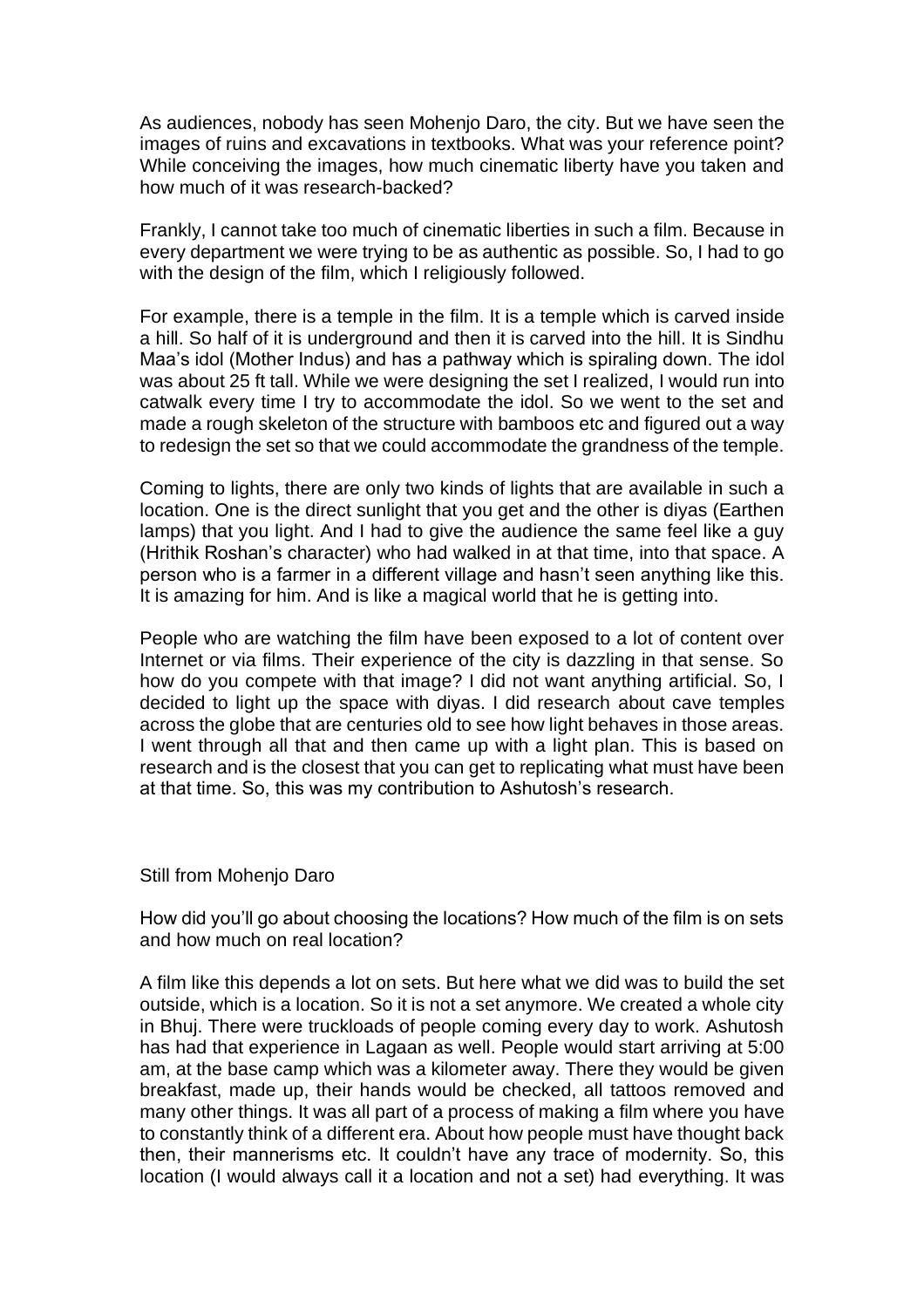As audiences, nobody has seen Mohenjo Daro, the city. But we have seen the images of ruins and excavations in textbooks. What was your reference point? While conceiving the images, how much cinematic liberty have you taken and how much of it was research-backed?

Frankly, I cannot take too much of cinematic liberties in such a film. Because in every department we were trying to be as authentic as possible. So, I had to go with the design of the film, which I religiously followed.

For example, there is a temple in the film. It is a temple which is carved inside a hill. So half of it is underground and then it is carved into the hill. It is Sindhu Maa's idol (Mother Indus) and has a pathway which is spiraling down. The idol was about 25 ft tall. While we were designing the set I realized, I would run into catwalk every time I try to accommodate the idol. So we went to the set and made a rough skeleton of the structure with bamboos etc and figured out a way to redesign the set so that we could accommodate the grandness of the temple.

Coming to lights, there are only two kinds of lights that are available in such a location. One is the direct sunlight that you get and the other is diyas (Earthen lamps) that you light. And I had to give the audience the same feel like a guy (Hrithik Roshan's character) who had walked in at that time, into that space. A person who is a farmer in a different village and hasn't seen anything like this. It is amazing for him. And is like a magical world that he is getting into.

People who are watching the film have been exposed to a lot of content over Internet or via films. Their experience of the city is dazzling in that sense. So how do you compete with that image? I did not want anything artificial. So, I decided to light up the space with diyas. I did research about cave temples across the globe that are centuries old to see how light behaves in those areas. I went through all that and then came up with a light plan. This is based on research and is the closest that you can get to replicating what must have been at that time. So, this was my contribution to Ashutosh's research.

Still from Mohenjo Daro

How did you'll go about choosing the locations? How much of the film is on sets and how much on real location?

A film like this depends a lot on sets. But here what we did was to build the set outside, which is a location. So it is not a set anymore. We created a whole city in Bhuj. There were truckloads of people coming every day to work. Ashutosh has had that experience in Lagaan as well. People would start arriving at 5:00 am, at the base camp which was a kilometer away. There they would be given breakfast, made up, their hands would be checked, all tattoos removed and many other things. It was all part of a process of making a film where you have to constantly think of a different era. About how people must have thought back then, their mannerisms etc. It couldn't have any trace of modernity. So, this location (I would always call it a location and not a set) had everything. It was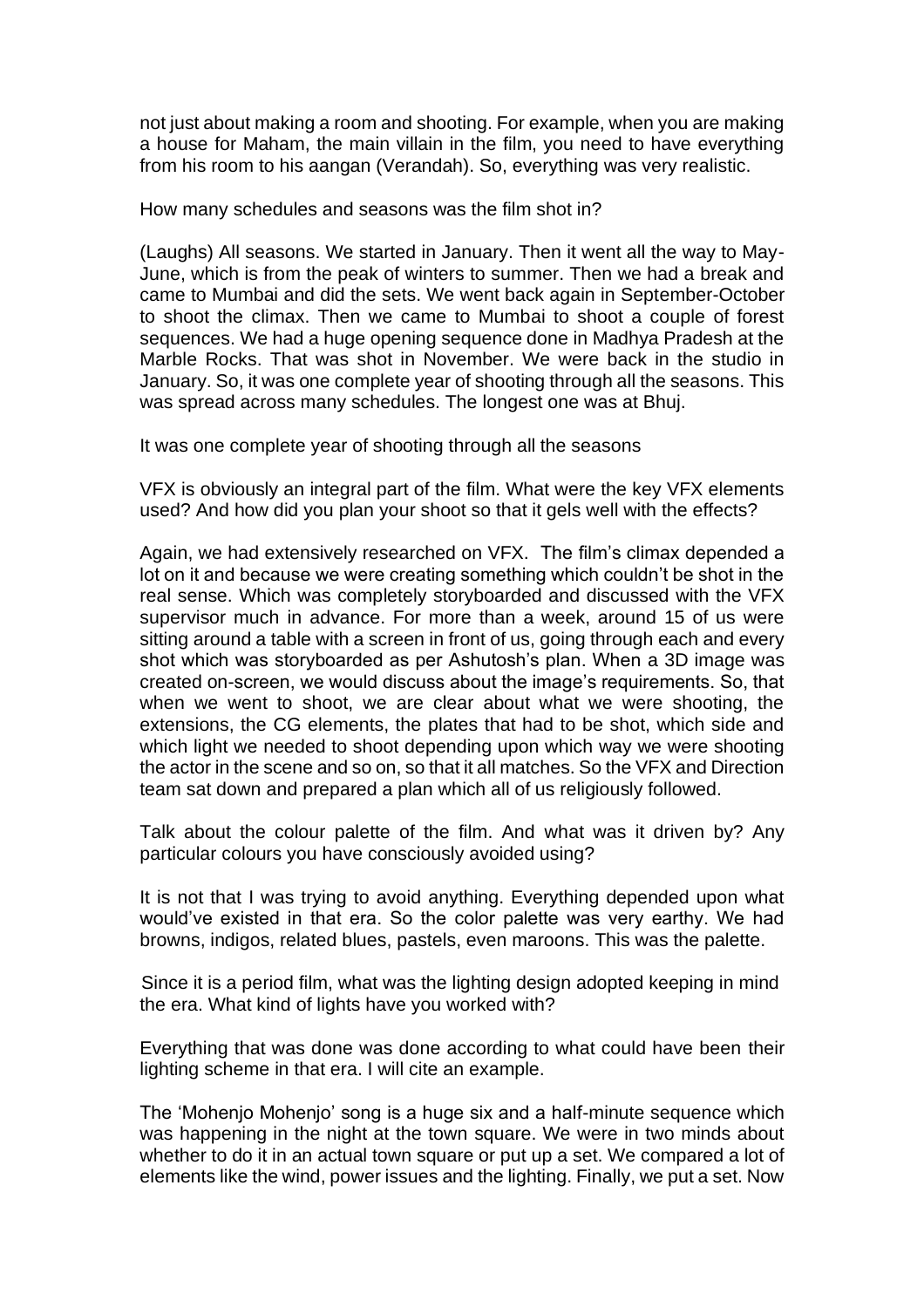not just about making a room and shooting. For example, when you are making a house for Maham, the main villain in the film, you need to have everything from his room to his aangan (Verandah). So, everything was very realistic.

How many schedules and seasons was the film shot in?

(Laughs) All seasons. We started in January. Then it went all the way to May-June, which is from the peak of winters to summer. Then we had a break and came to Mumbai and did the sets. We went back again in September-October to shoot the climax. Then we came to Mumbai to shoot a couple of forest sequences. We had a huge opening sequence done in Madhya Pradesh at the Marble Rocks. That was shot in November. We were back in the studio in January. So, it was one complete year of shooting through all the seasons. This was spread across many schedules. The longest one was at Bhuj.

It was one complete year of shooting through all the seasons

VFX is obviously an integral part of the film. What were the key VFX elements used? And how did you plan your shoot so that it gels well with the effects?

Again, we had extensively researched on VFX. The film's climax depended a lot on it and because we were creating something which couldn't be shot in the real sense. Which was completely storyboarded and discussed with the VFX supervisor much in advance. For more than a week, around 15 of us were sitting around a table with a screen in front of us, going through each and every shot which was storyboarded as per Ashutosh's plan. When a 3D image was created on-screen, we would discuss about the image's requirements. So, that when we went to shoot, we are clear about what we were shooting, the extensions, the CG elements, the plates that had to be shot, which side and which light we needed to shoot depending upon which way we were shooting the actor in the scene and so on, so that it all matches. So the VFX and Direction team sat down and prepared a plan which all of us religiously followed.

Talk about the colour palette of the film. And what was it driven by? Any particular colours you have consciously avoided using?

It is not that I was trying to avoid anything. Everything depended upon what would've existed in that era. So the color palette was very earthy. We had browns, indigos, related blues, pastels, even maroons. This was the palette.

Since it is a period film, what was the lighting design adopted keeping in mind the era. What kind of lights have you worked with?

Everything that was done was done according to what could have been their lighting scheme in that era. I will cite an example.

The 'Mohenjo Mohenjo' song is a huge six and a half-minute sequence which was happening in the night at the town square. We were in two minds about whether to do it in an actual town square or put up a set. We compared a lot of elements like the wind, power issues and the lighting. Finally, we put a set. Now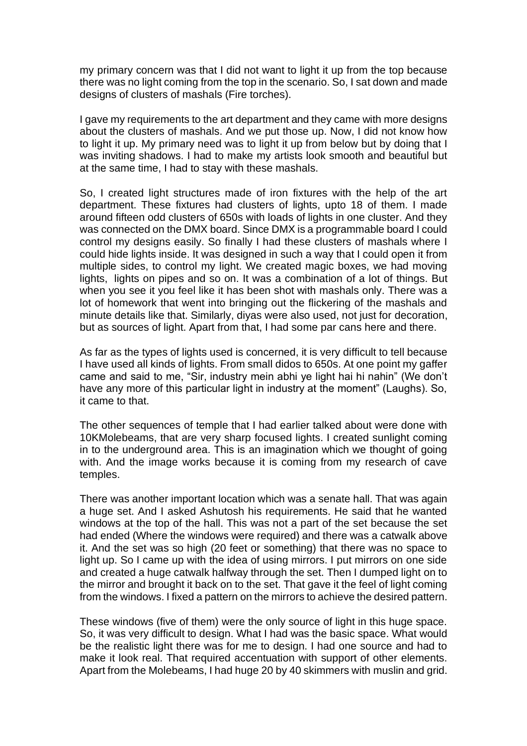my primary concern was that I did not want to light it up from the top because there was no light coming from the top in the scenario. So, I sat down and made designs of clusters of mashals (Fire torches).

I gave my requirements to the art department and they came with more designs about the clusters of mashals. And we put those up. Now, I did not know how to light it up. My primary need was to light it up from below but by doing that I was inviting shadows. I had to make my artists look smooth and beautiful but at the same time, I had to stay with these mashals.

So, I created light structures made of iron fixtures with the help of the art department. These fixtures had clusters of lights, upto 18 of them. I made around fifteen odd clusters of 650s with loads of lights in one cluster. And they was connected on the DMX board. Since DMX is a programmable board I could control my designs easily. So finally I had these clusters of mashals where I could hide lights inside. It was designed in such a way that I could open it from multiple sides, to control my light. We created magic boxes, we had moving lights, lights on pipes and so on. It was a combination of a lot of things. But when you see it you feel like it has been shot with mashals only. There was a lot of homework that went into bringing out the flickering of the mashals and minute details like that. Similarly, diyas were also used, not just for decoration, but as sources of light. Apart from that, I had some par cans here and there.

As far as the types of lights used is concerned, it is very difficult to tell because I have used all kinds of lights. From small didos to 650s. At one point my gaffer came and said to me, "Sir, industry mein abhi ye light hai hi nahin" (We don't have any more of this particular light in industry at the moment" (Laughs). So, it came to that.

The other sequences of temple that I had earlier talked about were done with 10KMolebeams, that are very sharp focused lights. I created sunlight coming in to the underground area. This is an imagination which we thought of going with. And the image works because it is coming from my research of cave temples.

There was another important location which was a senate hall. That was again a huge set. And I asked Ashutosh his requirements. He said that he wanted windows at the top of the hall. This was not a part of the set because the set had ended (Where the windows were required) and there was a catwalk above it. And the set was so high (20 feet or something) that there was no space to light up. So I came up with the idea of using mirrors. I put mirrors on one side and created a huge catwalk halfway through the set. Then I dumped light on to the mirror and brought it back on to the set. That gave it the feel of light coming from the windows. I fixed a pattern on the mirrors to achieve the desired pattern.

These windows (five of them) were the only source of light in this huge space. So, it was very difficult to design. What I had was the basic space. What would be the realistic light there was for me to design. I had one source and had to make it look real. That required accentuation with support of other elements. Apart from the Molebeams, I had huge 20 by 40 skimmers with muslin and grid.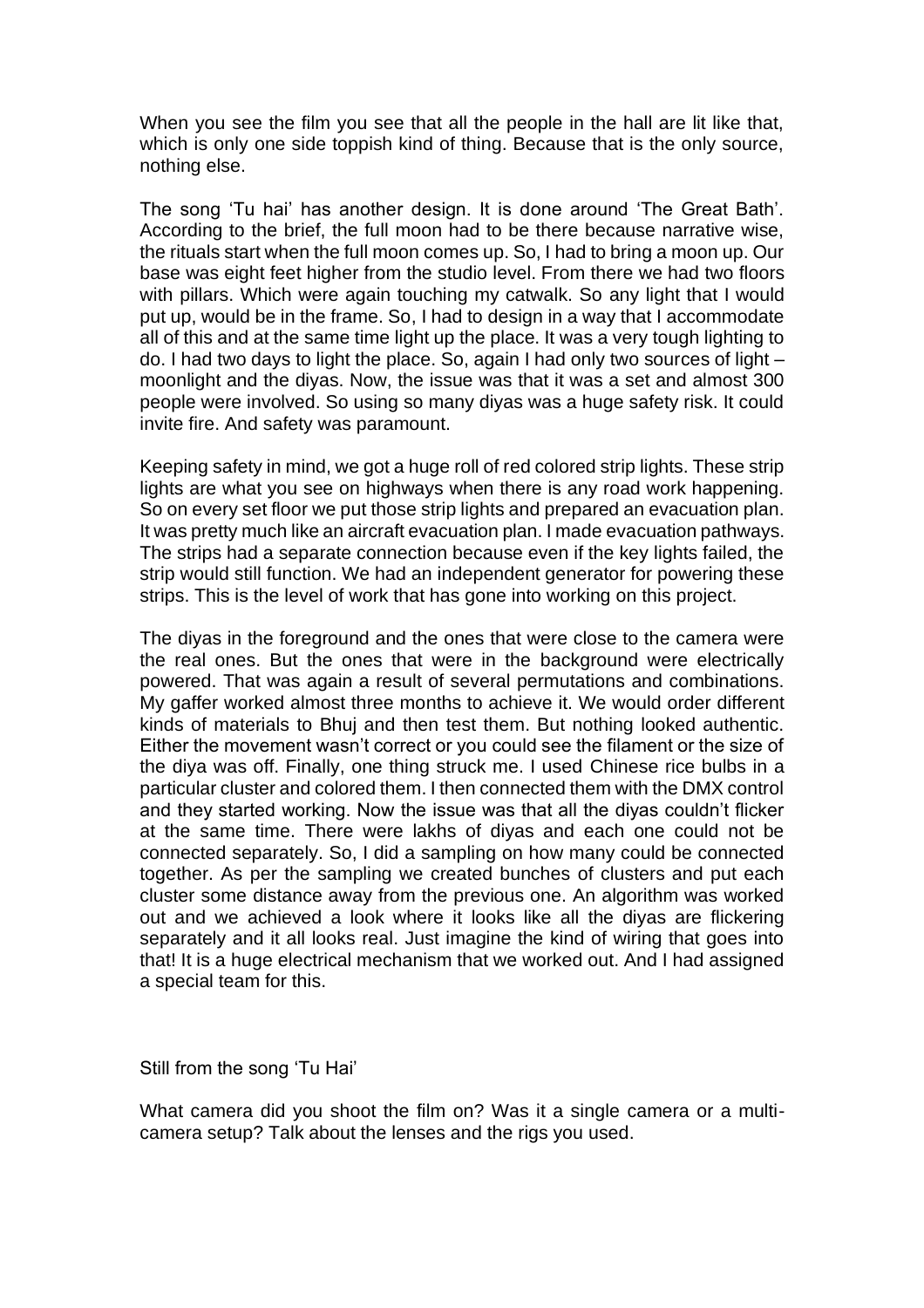When you see the film you see that all the people in the hall are lit like that, which is only one side toppish kind of thing. Because that is the only source, nothing else.

The song 'Tu hai' has another design. It is done around 'The Great Bath'. According to the brief, the full moon had to be there because narrative wise, the rituals start when the full moon comes up. So, I had to bring a moon up. Our base was eight feet higher from the studio level. From there we had two floors with pillars. Which were again touching my catwalk. So any light that I would put up, would be in the frame. So, I had to design in a way that I accommodate all of this and at the same time light up the place. It was a very tough lighting to do. I had two days to light the place. So, again I had only two sources of light – moonlight and the diyas. Now, the issue was that it was a set and almost 300 people were involved. So using so many diyas was a huge safety risk. It could invite fire. And safety was paramount.

Keeping safety in mind, we got a huge roll of red colored strip lights. These strip lights are what you see on highways when there is any road work happening. So on every set floor we put those strip lights and prepared an evacuation plan. It was pretty much like an aircraft evacuation plan. I made evacuation pathways. The strips had a separate connection because even if the key lights failed, the strip would still function. We had an independent generator for powering these strips. This is the level of work that has gone into working on this project.

The diyas in the foreground and the ones that were close to the camera were the real ones. But the ones that were in the background were electrically powered. That was again a result of several permutations and combinations. My gaffer worked almost three months to achieve it. We would order different kinds of materials to Bhuj and then test them. But nothing looked authentic. Either the movement wasn't correct or you could see the filament or the size of the diya was off. Finally, one thing struck me. I used Chinese rice bulbs in a particular cluster and colored them. I then connected them with the DMX control and they started working. Now the issue was that all the diyas couldn't flicker at the same time. There were lakhs of diyas and each one could not be connected separately. So, I did a sampling on how many could be connected together. As per the sampling we created bunches of clusters and put each cluster some distance away from the previous one. An algorithm was worked out and we achieved a look where it looks like all the diyas are flickering separately and it all looks real. Just imagine the kind of wiring that goes into that! It is a huge electrical mechanism that we worked out. And I had assigned a special team for this.

Still from the song 'Tu Hai'

What camera did you shoot the film on? Was it a single camera or a multi-camera setup? Talk about the lenses and the rigs you used.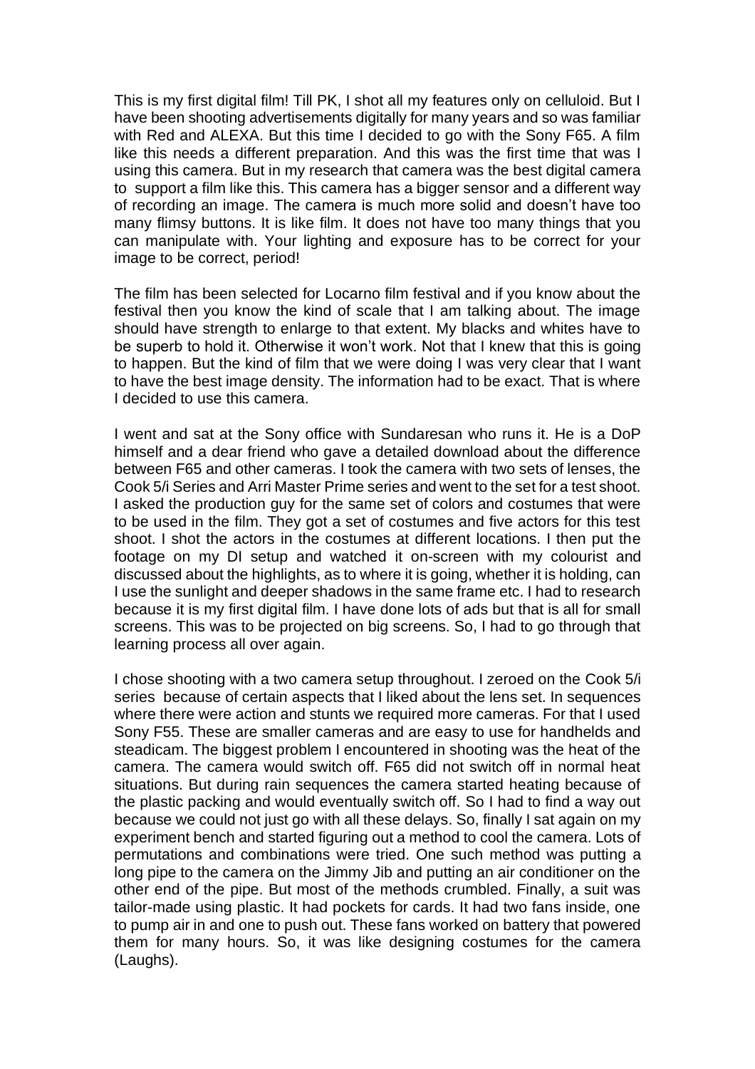This is my first digital film! Till PK, I shot all my features only on celluloid. But I have been shooting advertisements digitally for many years and so was familiar with Red and ALEXA. But this time I decided to go with the Sony F65. A film like this needs a different preparation. And this was the first time that was I using this camera. But in my research that camera was the best digital camera to support a film like this. This camera has a bigger sensor and a different way of recording an image. The camera is much more solid and doesn't have too many flimsy buttons. It is like film. It does not have too many things that you can manipulate with. Your lighting and exposure has to be correct for your image to be correct, period!

The film has been selected for Locarno film festival and if you know about the festival then you know the kind of scale that I am talking about. The image should have strength to enlarge to that extent. My blacks and whites have to be superb to hold it. Otherwise it won't work. Not that I knew that this is going to happen. But the kind of film that we were doing I was very clear that I want to have the best image density. The information had to be exact. That is where I decided to use this camera.

I went and sat at the Sony office with Sundaresan who runs it. He is a DoP himself and a dear friend who gave a detailed download about the difference between F65 and other cameras. I took the camera with two sets of lenses, the Cook 5/i Series and Arri Master Prime series and went to the set for a test shoot. I asked the production guy for the same set of colors and costumes that were to be used in the film. They got a set of costumes and five actors for this test shoot. I shot the actors in the costumes at different locations. I then put the footage on my DI setup and watched it on-screen with my colourist and discussed about the highlights, as to where it is going, whether it is holding, can I use the sunlight and deeper shadows in the same frame etc. I had to research because it is my first digital film. I have done lots of ads but that is all for small screens. This was to be projected on big screens. So, I had to go through that learning process all over again.

I chose shooting with a two camera setup throughout. I zeroed on the Cook 5/i series because of certain aspects that I liked about the lens set. In sequences where there were action and stunts we required more cameras. For that I used Sony F55. These are smaller cameras and are easy to use for handhelds and steadicam. The biggest problem I encountered in shooting was the heat of the camera. The camera would switch off. F65 did not switch off in normal heat situations. But during rain sequences the camera started heating because of the plastic packing and would eventually switch off. So I had to find a way out because we could not just go with all these delays. So, finally I sat again on my experiment bench and started figuring out a method to cool the camera. Lots of permutations and combinations were tried. One such method was putting a long pipe to the camera on the Jimmy Jib and putting an air conditioner on the other end of the pipe. But most of the methods crumbled. Finally, a suit was tailor-made using plastic. It had pockets for cards. It had two fans inside, one to pump air in and one to push out. These fans worked on battery that powered them for many hours. So, it was like designing costumes for the camera (Laughs).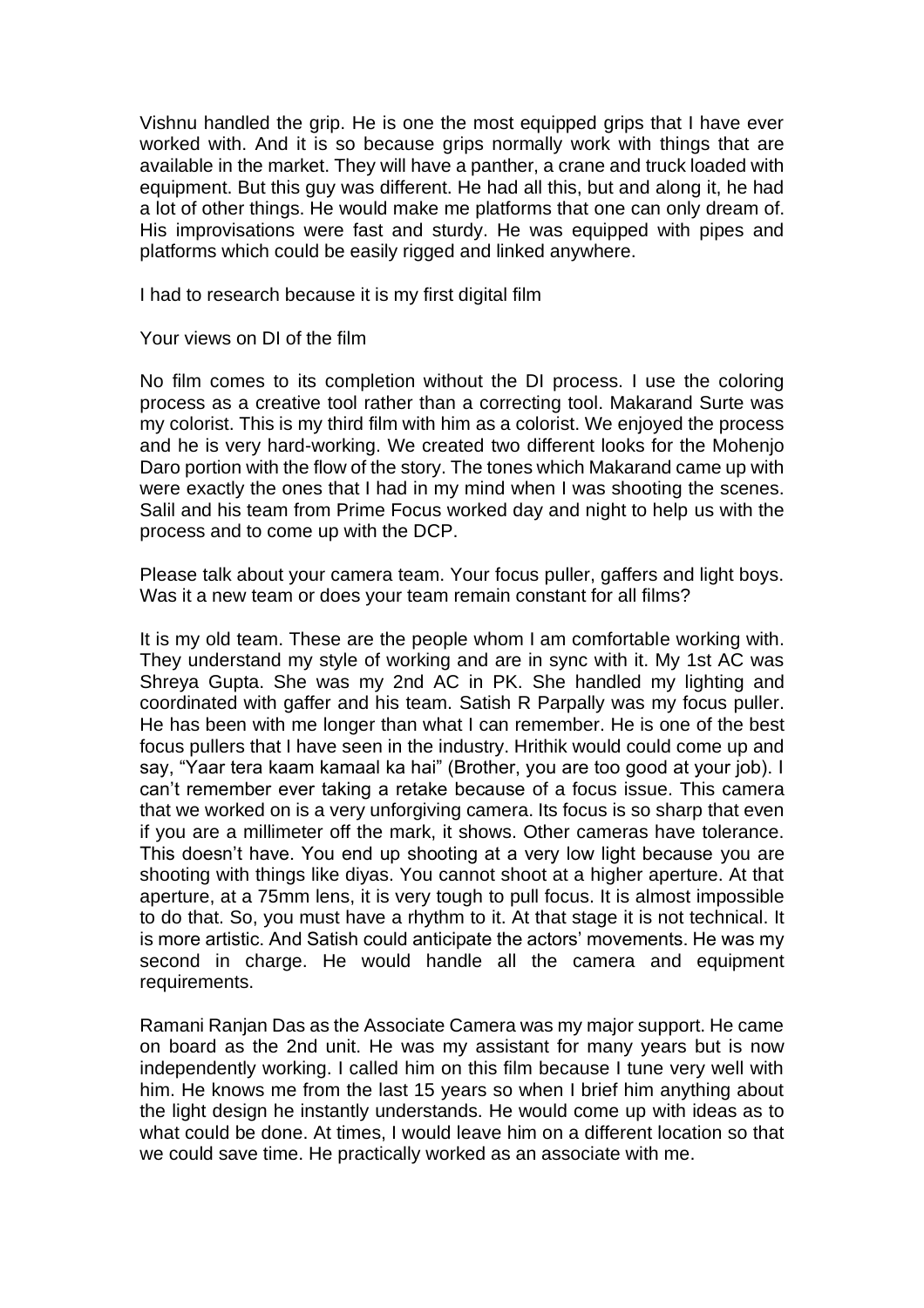Vishnu handled the grip. He is one the most equipped grips that I have ever worked with. And it is so because grips normally work with things that are available in the market. They will have a panther, a crane and truck loaded with equipment. But this guy was different. He had all this, but and along it, he had a lot of other things. He would make me platforms that one can only dream of. His improvisations were fast and sturdy. He was equipped with pipes and platforms which could be easily rigged and linked anywhere.

I had to research because it is my first digital film

Your views on DI of the film

No film comes to its completion without the DI process. I use the coloring process as a creative tool rather than a correcting tool. Makarand Surte was my colorist. This is my third film with him as a colorist. We enjoyed the process and he is very hard-working. We created two different looks for the Mohenjo Daro portion with the flow of the story. The tones which Makarand came up with were exactly the ones that I had in my mind when I was shooting the scenes. Salil and his team from Prime Focus worked day and night to help us with the process and to come up with the DCP.

Please talk about your camera team. Your focus puller, gaffers and light boys. Was it a new team or does your team remain constant for all films?

It is my old team. These are the people whom I am comfortable working with. They understand my style of working and are in sync with it. My 1st AC was Shreya Gupta. She was my 2nd AC in PK. She handled my lighting and coordinated with gaffer and his team. Satish R Parpally was my focus puller. He has been with me longer than what I can remember. He is one of the best focus pullers that I have seen in the industry. Hrithik would could come up and say, "Yaar tera kaam kamaal ka hai" (Brother, you are too good at your job). I can't remember ever taking a retake because of a focus issue. This camera that we worked on is a very unforgiving camera. Its focus is so sharp that even if you are a millimeter off the mark, it shows. Other cameras have tolerance. This doesn't have. You end up shooting at a very low light because you are shooting with things like diyas. You cannot shoot at a higher aperture. At that aperture, at a 75mm lens, it is very tough to pull focus. It is almost impossible to do that. So, you must have a rhythm to it. At that stage it is not technical. It is more artistic. And Satish could anticipate the actors' movements. He was my second in charge. He would handle all the camera and equipment requirements.

Ramani Ranjan Das as the Associate Camera was my major support. He came on board as the 2nd unit. He was my assistant for many years but is now independently working. I called him on this film because I tune very well with him. He knows me from the last 15 years so when I brief him anything about the light design he instantly understands. He would come up with ideas as to what could be done. At times, I would leave him on a different location so that we could save time. He practically worked as an associate with me.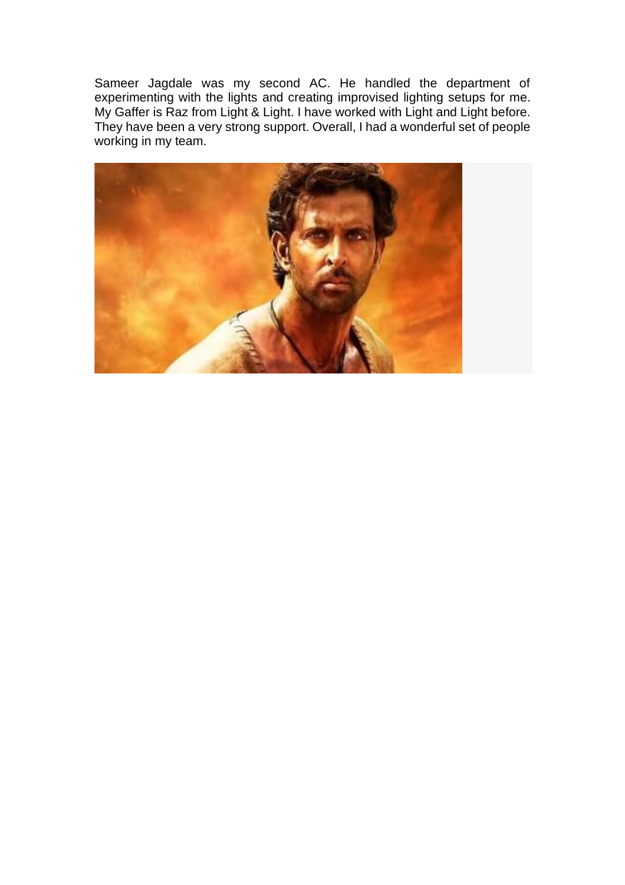Sameer Jagdale was my second AC. He handled the department of experimenting with the lights and creating improvised lighting setups for me. My Gaffer is Raz from Light & Light. I have worked with Light and Light before. They have been a very strong support. Overall, I had a wonderful set of people working in my team.